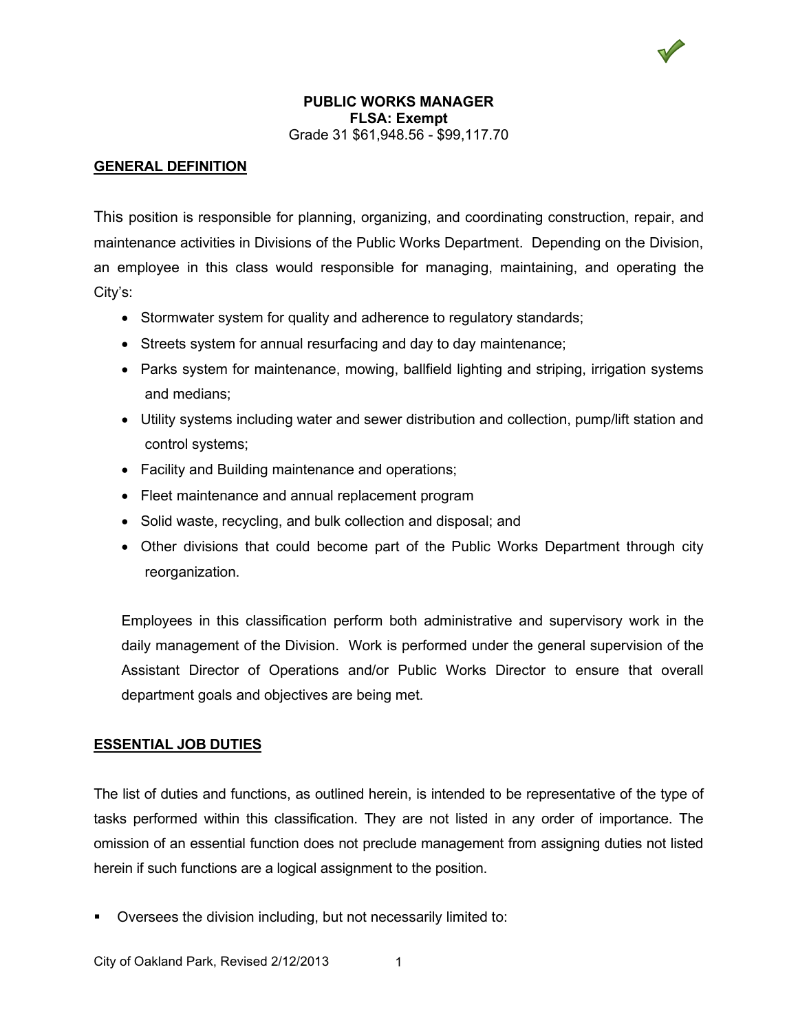# PUBLIC WORKS MANAGER

**FLSA: Exempt**

Grade 31 $61,948.56 - $99,117.70

## GENERAL DEFINITION

This position is responsible for planning, organizing, and coordinating construction, repair, and maintenance activities in Divisions of the Public Works Department. Depending on the Division, an employee in this class would responsible for managing, maintaining, and operating the City's:

- Stormwater system for quality and adherence to regulatory standards;
- Streets system for annual resurfacing and day to day maintenance;
- Parks system for maintenance, mowing, ballfield lighting and striping, irrigation systems and medians;
- Utility systems including water and sewer distribution and collection, pump/lift station and control systems;
- Facility and Building maintenance and operations;
- Fleet maintenance and annual replacement program
- Solid waste, recycling, and bulk collection and disposal; and
- Other divisions that could become part of the Public Works Department through city reorganization.

Employees in this classification perform both administrative and supervisory work in the daily management of the Division. Work is performed under the general supervision of the Assistant Director of Operations and/or Public Works Director to ensure that overall department goals and objectives are being met.

## ESSENTIAL JOB DUTIES

The list of duties and functions, as outlined herein, is intended to be representative of the type of tasks performed within this classification. They are not listed in any order of importance. The omission of an essential function does not preclude management from assigning duties not listed herein if such functions are a logical assignment to the position.

- Oversees the division including, but not necessarily limited to: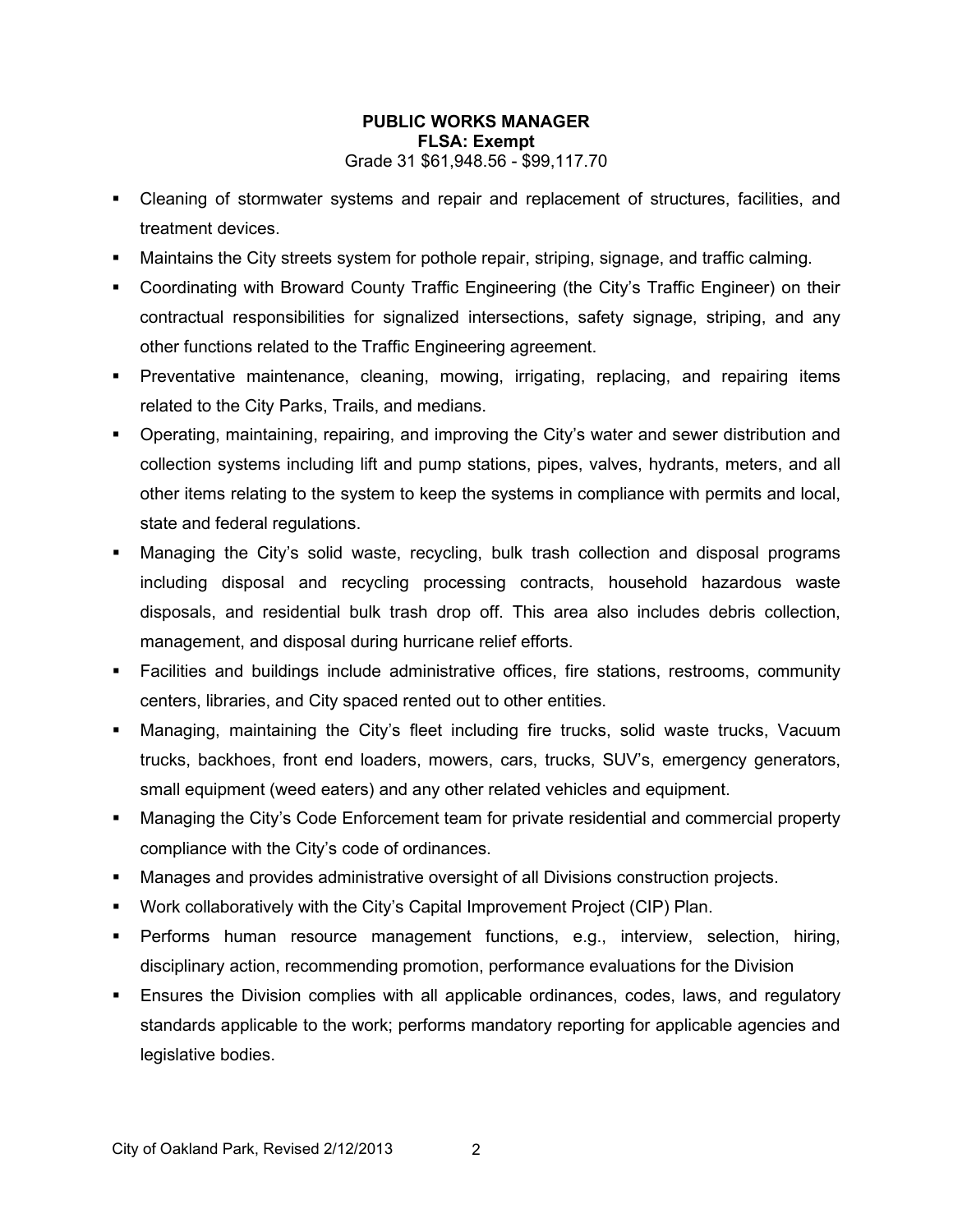**PUBLIC WORKS MANAGER**
**FLSA: Exempt**
Grade 31 $61,948.56 - $99,117.70

- Cleaning of stormwater systems and repair and replacement of structures, facilities, and treatment devices.
- Maintains the City streets system for pothole repair, striping, signage, and traffic calming.
- Coordinating with Broward County Traffic Engineering (the City's Traffic Engineer) on their contractual responsibilities for signalized intersections, safety signage, striping, and any other functions related to the Traffic Engineering agreement.
- Preventative maintenance, cleaning, mowing, irrigating, replacing, and repairing items related to the City Parks, Trails, and medians.
- Operating, maintaining, repairing, and improving the City's water and sewer distribution and collection systems including lift and pump stations, pipes, valves, hydrants, meters, and all other items relating to the system to keep the systems in compliance with permits and local, state and federal regulations.
- Managing the City's solid waste, recycling, bulk trash collection and disposal programs including disposal and recycling processing contracts, household hazardous waste disposals, and residential bulk trash drop off. This area also includes debris collection, management, and disposal during hurricane relief efforts.
- Facilities and buildings include administrative offices, fire stations, restrooms, community centers, libraries, and City spaced rented out to other entities.
- Managing, maintaining the City's fleet including fire trucks, solid waste trucks, Vacuum trucks, backhoes, front end loaders, mowers, cars, trucks, SUV's, emergency generators, small equipment (weed eaters) and any other related vehicles and equipment.
- Managing the City's Code Enforcement team for private residential and commercial property compliance with the City's code of ordinances.
- Manages and provides administrative oversight of all Divisions construction projects.
- Work collaboratively with the City's Capital Improvement Project (CIP) Plan.
- Performs human resource management functions, e.g., interview, selection, hiring, disciplinary action, recommending promotion, performance evaluations for the Division
- Ensures the Division complies with all applicable ordinances, codes, laws, and regulatory standards applicable to the work; performs mandatory reporting for applicable agencies and legislative bodies.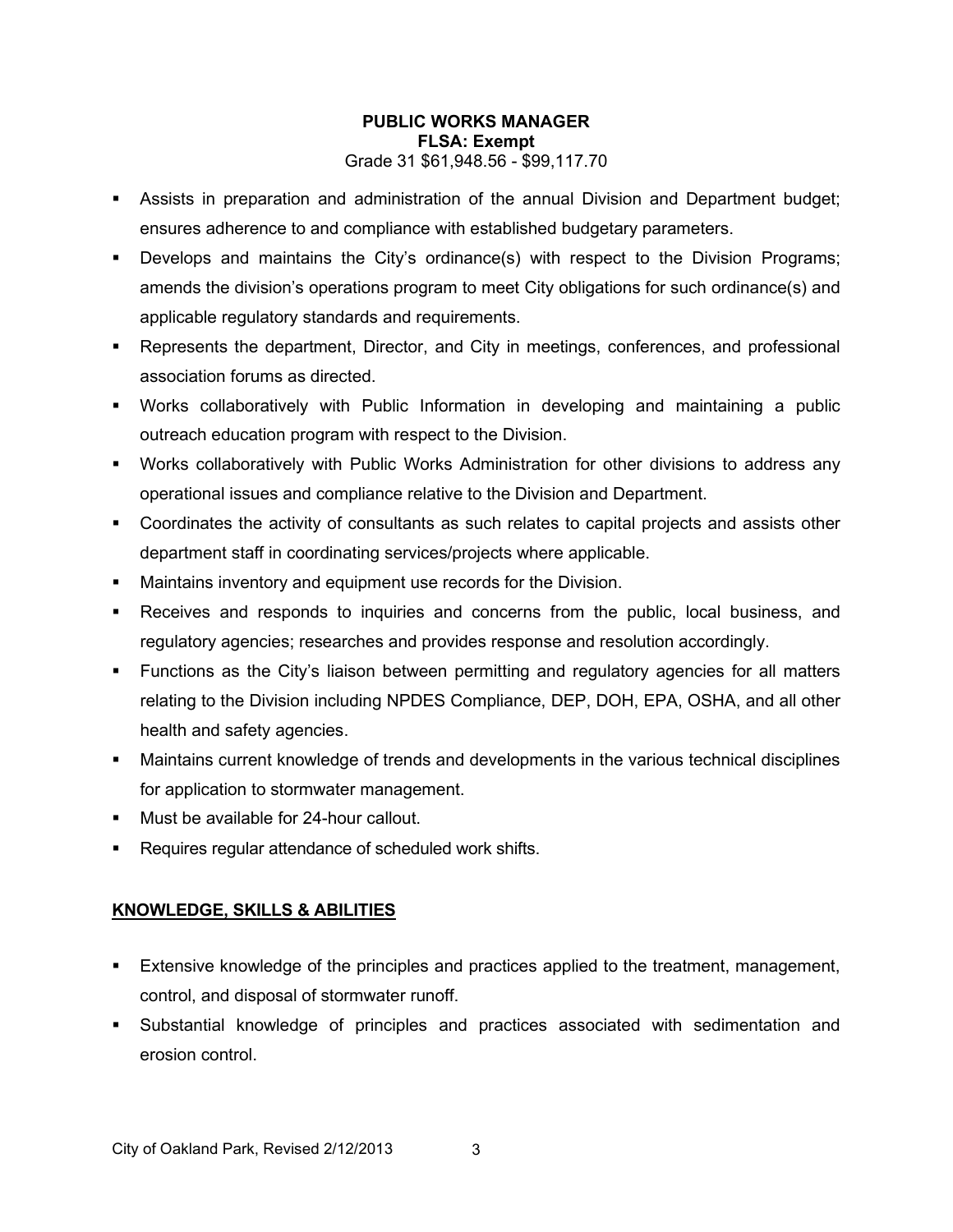**PUBLIC WORKS MANAGER**
**FLSA: Exempt**
Grade 31 $61,948.56 - $99,117.70

- Assists in preparation and administration of the annual Division and Department budget; ensures adherence to and compliance with established budgetary parameters.
- Develops and maintains the City's ordinance(s) with respect to the Division Programs; amends the division's operations program to meet City obligations for such ordinance(s) and applicable regulatory standards and requirements.
- Represents the department, Director, and City in meetings, conferences, and professional association forums as directed.
- Works collaboratively with Public Information in developing and maintaining a public outreach education program with respect to the Division.
- Works collaboratively with Public Works Administration for other divisions to address any operational issues and compliance relative to the Division and Department.
- Coordinates the activity of consultants as such relates to capital projects and assists other department staff in coordinating services/projects where applicable.
- Maintains inventory and equipment use records for the Division.
- Receives and responds to inquiries and concerns from the public, local business, and regulatory agencies; researches and provides response and resolution accordingly.
- Functions as the City's liaison between permitting and regulatory agencies for all matters relating to the Division including NPDES Compliance, DEP, DOH, EPA, OSHA, and all other health and safety agencies.
- Maintains current knowledge of trends and developments in the various technical disciplines for application to stormwater management.
- Must be available for 24-hour callout.
- Requires regular attendance of scheduled work shifts.

## KNOWLEDGE, SKILLS & ABILITIES

- Extensive knowledge of the principles and practices applied to the treatment, management, control, and disposal of stormwater runoff.
- Substantial knowledge of principles and practices associated with sedimentation and erosion control.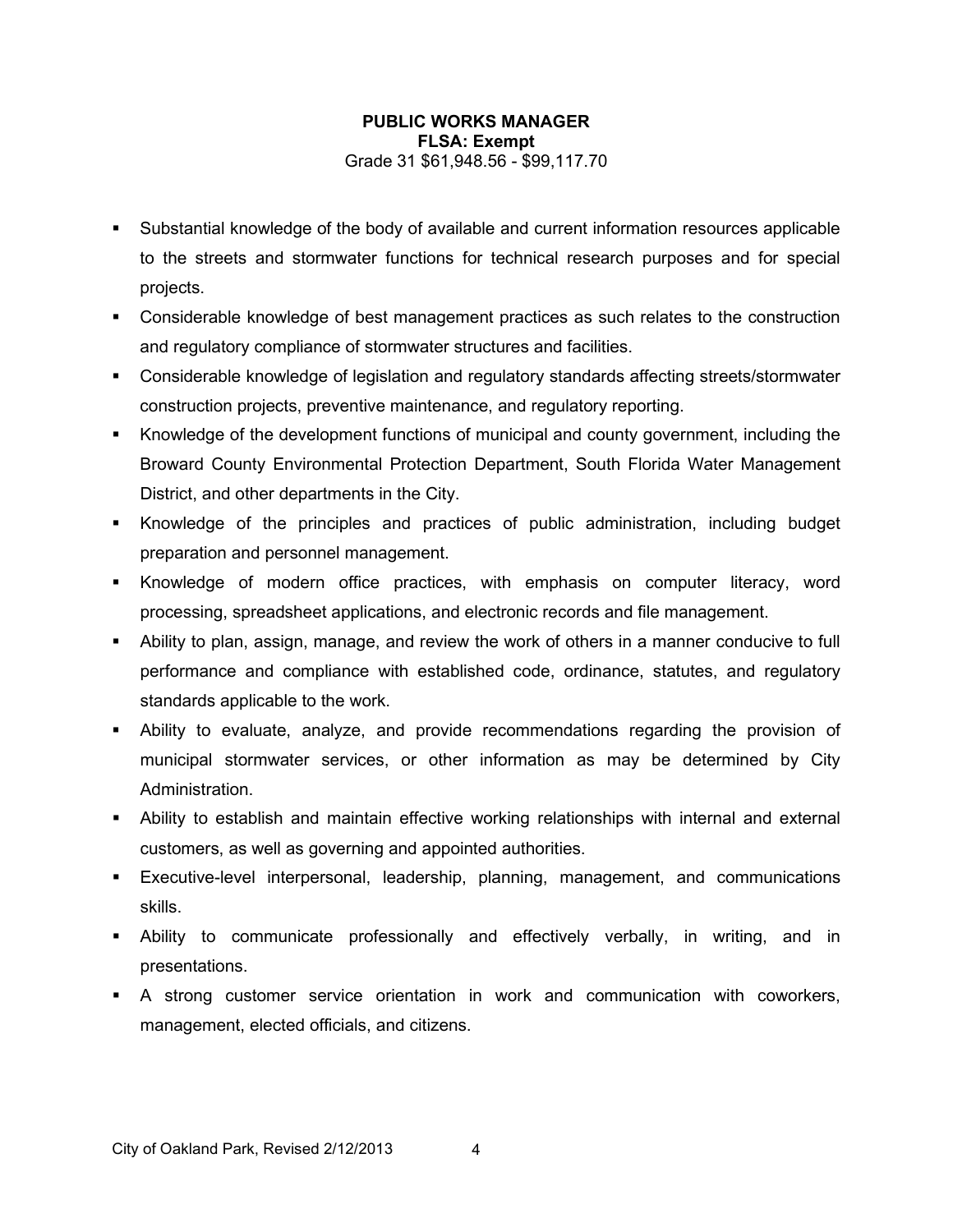**PUBLIC WORKS MANAGER**
**FLSA: Exempt**
Grade 31 $61,948.56 - $99,117.70

- Substantial knowledge of the body of available and current information resources applicable to the streets and stormwater functions for technical research purposes and for special projects.
- Considerable knowledge of best management practices as such relates to the construction and regulatory compliance of stormwater structures and facilities.
- Considerable knowledge of legislation and regulatory standards affecting streets/stormwater construction projects, preventive maintenance, and regulatory reporting.
- Knowledge of the development functions of municipal and county government, including the Broward County Environmental Protection Department, South Florida Water Management District, and other departments in the City.
- Knowledge of the principles and practices of public administration, including budget preparation and personnel management.
- Knowledge of modern office practices, with emphasis on computer literacy, word processing, spreadsheet applications, and electronic records and file management.
- Ability to plan, assign, manage, and review the work of others in a manner conducive to full performance and compliance with established code, ordinance, statutes, and regulatory standards applicable to the work.
- Ability to evaluate, analyze, and provide recommendations regarding the provision of municipal stormwater services, or other information as may be determined by City Administration.
- Ability to establish and maintain effective working relationships with internal and external customers, as well as governing and appointed authorities.
- Executive-level interpersonal, leadership, planning, management, and communications skills.
- Ability to communicate professionally and effectively verbally, in writing, and in presentations.
- A strong customer service orientation in work and communication with coworkers, management, elected officials, and citizens.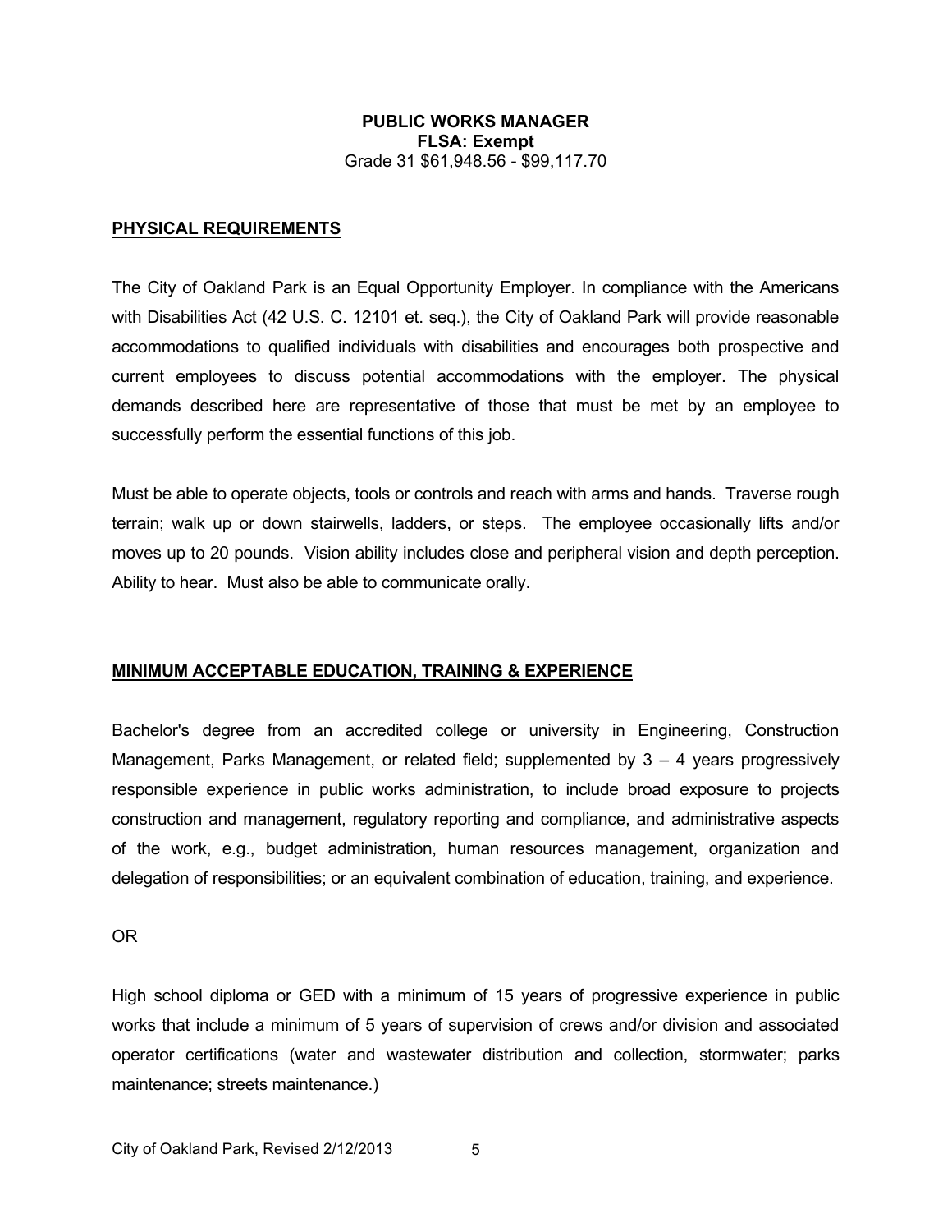**PUBLIC WORKS MANAGER**
**FLSA: Exempt**
Grade 31 $61,948.56 - $99,117.70

## PHYSICAL REQUIREMENTS

The City of Oakland Park is an Equal Opportunity Employer. In compliance with the Americans with Disabilities Act (42 U.S. C. 12101 et. seq.), the City of Oakland Park will provide reasonable accommodations to qualified individuals with disabilities and encourages both prospective and current employees to discuss potential accommodations with the employer. The physical demands described here are representative of those that must be met by an employee to successfully perform the essential functions of this job.

Must be able to operate objects, tools or controls and reach with arms and hands. Traverse rough terrain; walk up or down stairwells, ladders, or steps. The employee occasionally lifts and/or moves up to 20 pounds. Vision ability includes close and peripheral vision and depth perception. Ability to hear. Must also be able to communicate orally.

## MINIMUM ACCEPTABLE EDUCATION, TRAINING & EXPERIENCE

Bachelor's degree from an accredited college or university in Engineering, Construction Management, Parks Management, or related field; supplemented by 3 – 4 years progressively responsible experience in public works administration, to include broad exposure to projects construction and management, regulatory reporting and compliance, and administrative aspects of the work, e.g., budget administration, human resources management, organization and delegation of responsibilities; or an equivalent combination of education, training, and experience.

OR

High school diploma or GED with a minimum of 15 years of progressive experience in public works that include a minimum of 5 years of supervision of crews and/or division and associated operator certifications (water and wastewater distribution and collection, stormwater; parks maintenance; streets maintenance.)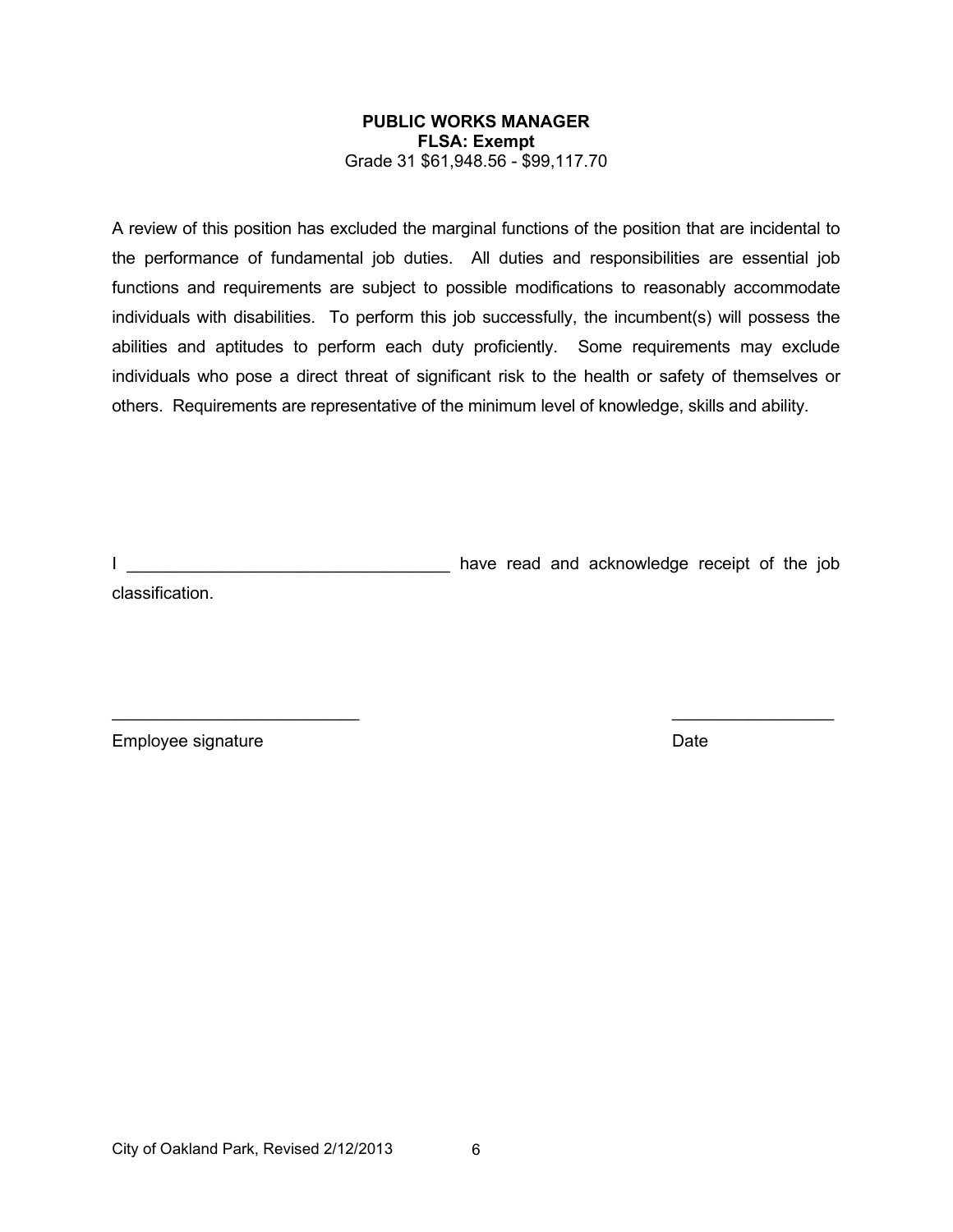**PUBLIC WORKS MANAGER**
**FLSA: Exempt**
Grade 31 $61,948.56 - $99,117.70

A review of this position has excluded the marginal functions of the position that are incidental to the performance of fundamental job duties. All duties and responsibilities are essential job functions and requirements are subject to possible modifications to reasonably accommodate individuals with disabilities. To perform this job successfully, the incumbent(s) will possess the abilities and aptitudes to perform each duty proficiently. Some requirements may exclude individuals who pose a direct threat of significant risk to the health or safety of themselves or others. Requirements are representative of the minimum level of knowledge, skills and ability.

I _________________________________ have read and acknowledge receipt of the job classification.

__________________________ Employee signature

_________________ Date

City of Oakland Park, Revised 2/12/2013